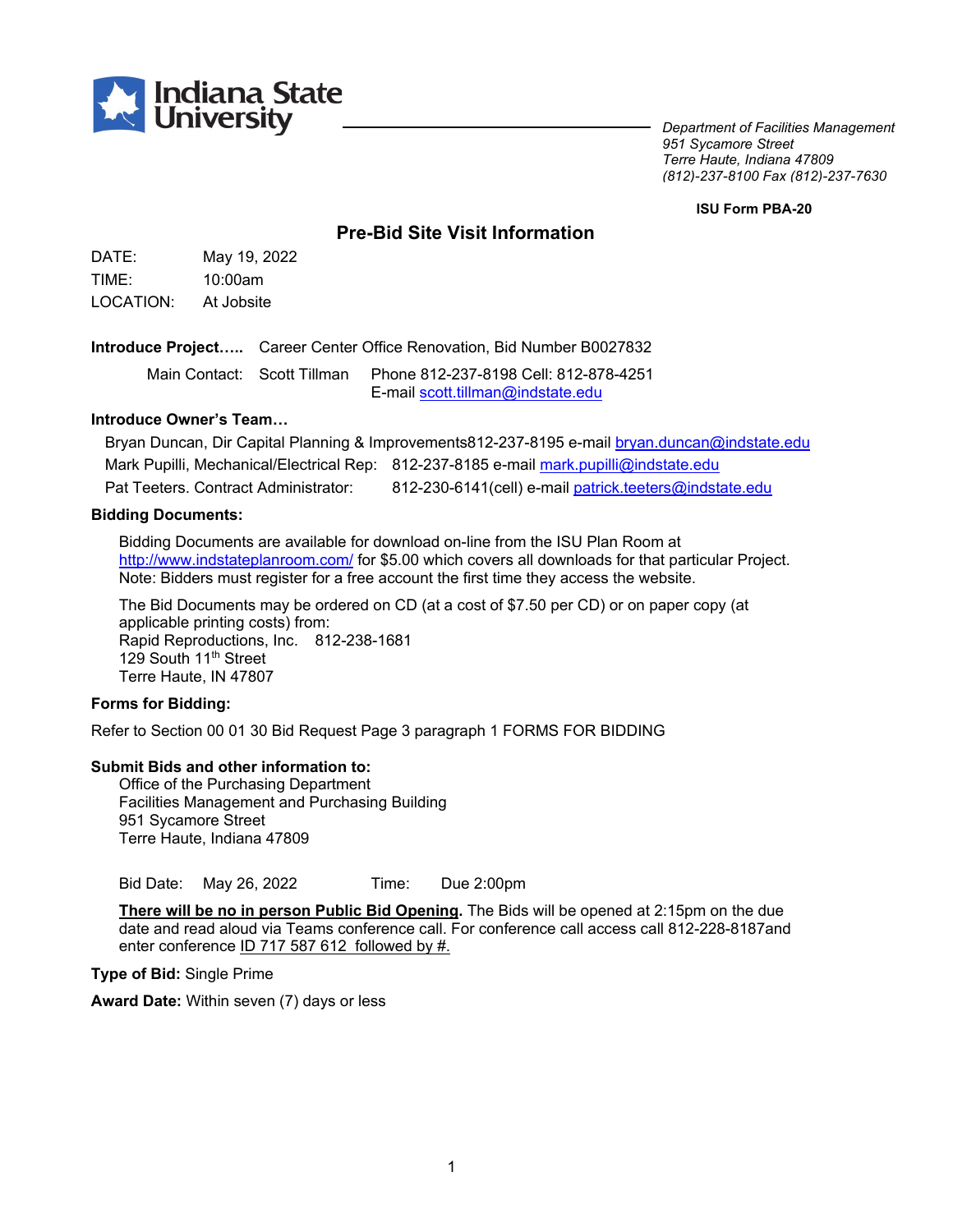Indiana State University

*Department of Facilities Management*
*951 Sycamore Street*
*Terre Haute, Indiana 47809*
*(812)-237-8100 Fax (812)-237-7630*

**ISU Form PBA-20**

## Pre-Bid Site Visit Information

DATE: May 19, 2022
TIME: 10:00am
LOCATION: At Jobsite

**Introduce Project…..** Career Center Office Renovation, Bid Number B0027832

Main Contact: Scott Tillman Phone 812-237-8198 Cell: 812-878-4251
E-mail scott.tillman@indstate.edu

**Introduce Owner's Team…**

Bryan Duncan, Dir Capital Planning & Improvements812-237-8195 e-mail bryan.duncan@indstate.edu
Mark Pupilli, Mechanical/Electrical Rep: 812-237-8185 e-mail mark.pupilli@indstate.edu
Pat Teeters. Contract Administrator: 812-230-6141(cell) e-mail patrick.teeters@indstate.edu

**Bidding Documents:**

Bidding Documents are available for download on-line from the ISU Plan Room at http://www.indstateplanroom.com/ for $5.00 which covers all downloads for that particular Project. Note: Bidders must register for a free account the first time they access the website.

The Bid Documents may be ordered on CD (at a cost of $7.50 per CD) or on paper copy (at applicable printing costs) from:
Rapid Reproductions, Inc. 812-238-1681
129 South 11th Street
Terre Haute, IN 47807

**Forms for Bidding:**

Refer to Section 00 01 30 Bid Request Page 3 paragraph 1 FORMS FOR BIDDING

**Submit Bids and other information to:**
Office of the Purchasing Department
Facilities Management and Purchasing Building
951 Sycamore Street
Terre Haute, Indiana 47809

Bid Date: May 26, 2022 Time: Due 2:00pm

**There will be no in person Public Bid Opening.** The Bids will be opened at 2:15pm on the due date and read aloud via Teams conference call. For conference call access call 812-228-8187and enter conference ID 717 587 612 followed by #.

**Type of Bid:** Single Prime

**Award Date:** Within seven (7) days or less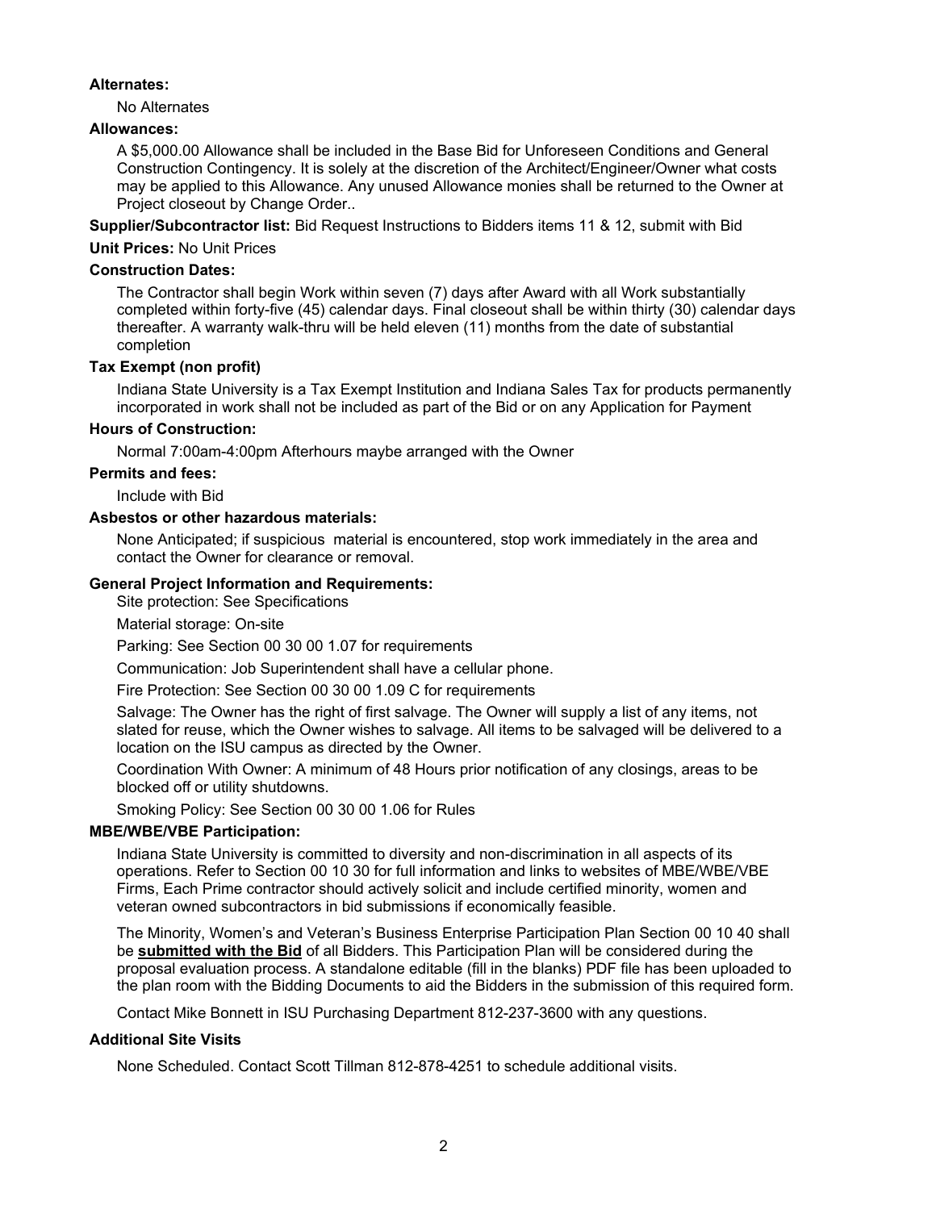**Alternates:**

No Alternates

**Allowances:**

A $5,000.00 Allowance shall be included in the Base Bid for Unforeseen Conditions and General Construction Contingency. It is solely at the discretion of the Architect/Engineer/Owner what costs may be applied to this Allowance. Any unused Allowance monies shall be returned to the Owner at Project closeout by Change Order..

**Supplier/Subcontractor list:** Bid Request Instructions to Bidders items 11 & 12, submit with Bid

**Unit Prices:** No Unit Prices

**Construction Dates:**

The Contractor shall begin Work within seven (7) days after Award with all Work substantially completed within forty-five (45) calendar days. Final closeout shall be within thirty (30) calendar days thereafter. A warranty walk-thru will be held eleven (11) months from the date of substantial completion

**Tax Exempt (non profit)**

Indiana State University is a Tax Exempt Institution and Indiana Sales Tax for products permanently incorporated in work shall not be included as part of the Bid or on any Application for Payment

**Hours of Construction:**

Normal 7:00am-4:00pm Afterhours maybe arranged with the Owner

**Permits and fees:**

Include with Bid

**Asbestos or other hazardous materials:**

None Anticipated; if suspicious material is encountered, stop work immediately in the area and contact the Owner for clearance or removal.

**General Project Information and Requirements:**

Site protection: See Specifications

Material storage: On-site

Parking: See Section 00 30 00 1.07 for requirements

Communication: Job Superintendent shall have a cellular phone.

Fire Protection: See Section 00 30 00 1.09 C for requirements

Salvage: The Owner has the right of first salvage. The Owner will supply a list of any items, not slated for reuse, which the Owner wishes to salvage. All items to be salvaged will be delivered to a location on the ISU campus as directed by the Owner.

Coordination With Owner: A minimum of 48 Hours prior notification of any closings, areas to be blocked off or utility shutdowns.

Smoking Policy: See Section 00 30 00 1.06 for Rules

**MBE/WBE/VBE Participation:**

Indiana State University is committed to diversity and non-discrimination in all aspects of its operations. Refer to Section 00 10 30 for full information and links to websites of MBE/WBE/VBE Firms, Each Prime contractor should actively solicit and include certified minority, women and veteran owned subcontractors in bid submissions if economically feasible.

The Minority, Women's and Veteran's Business Enterprise Participation Plan Section 00 10 40 shall be **submitted with the Bid** of all Bidders. This Participation Plan will be considered during the proposal evaluation process. A standalone editable (fill in the blanks) PDF file has been uploaded to the plan room with the Bidding Documents to aid the Bidders in the submission of this required form.

Contact Mike Bonnett in ISU Purchasing Department 812-237-3600 with any questions.

**Additional Site Visits**

None Scheduled. Contact Scott Tillman 812-878-4251 to schedule additional visits.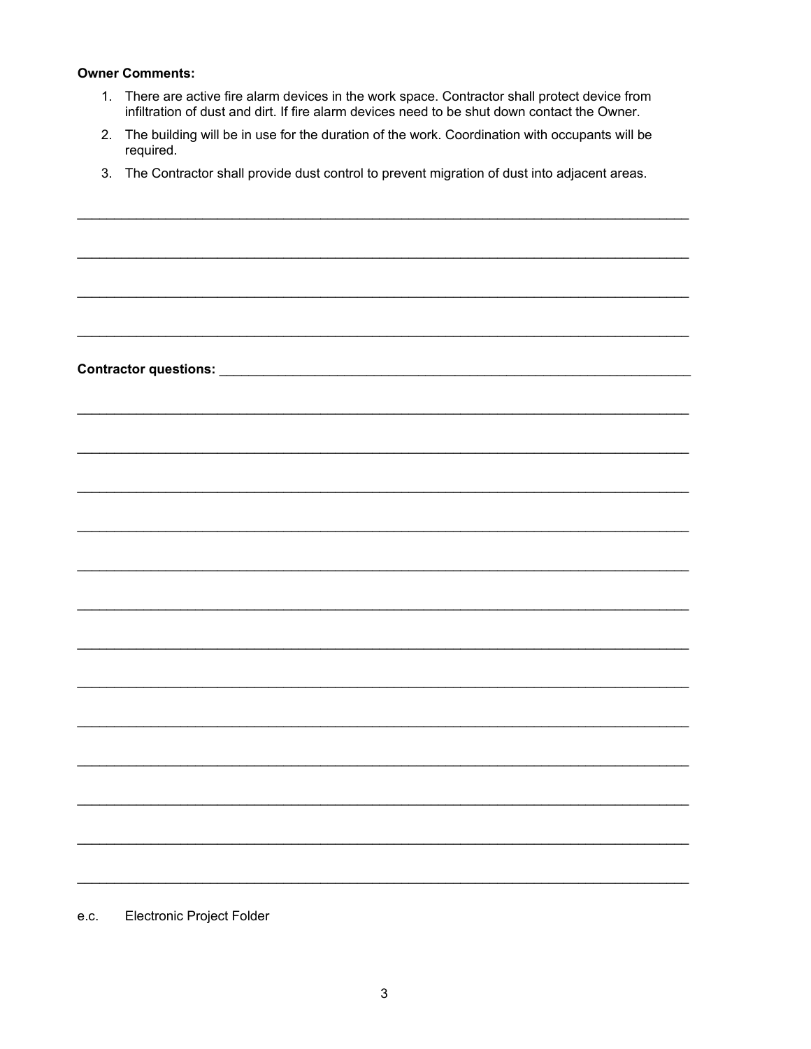**Owner Comments:**

1. There are active fire alarm devices in the work space. Contractor shall protect device from infiltration of dust and dirt. If fire alarm devices need to be shut down contact the Owner.
2. The building will be in use for the duration of the work. Coordination with occupants will be required.
3. The Contractor shall provide dust control to prevent migration of dust into adjacent areas.

\_\_\_\_\_\_\_\_\_\_\_\_\_\_\_\_\_\_\_\_\_\_\_\_\_\_\_\_\_\_\_\_\_\_\_\_\_\_\_\_\_\_\_\_\_\_\_\_\_\_\_\_\_\_\_\_\_\_\_\_\_\_\_\_\_\_\_\_\_\_\_\_\_\_\_\_

\_\_\_\_\_\_\_\_\_\_\_\_\_\_\_\_\_\_\_\_\_\_\_\_\_\_\_\_\_\_\_\_\_\_\_\_\_\_\_\_\_\_\_\_\_\_\_\_\_\_\_\_\_\_\_\_\_\_\_\_\_\_\_\_\_\_\_\_\_\_\_\_\_\_\_\_

\_\_\_\_\_\_\_\_\_\_\_\_\_\_\_\_\_\_\_\_\_\_\_\_\_\_\_\_\_\_\_\_\_\_\_\_\_\_\_\_\_\_\_\_\_\_\_\_\_\_\_\_\_\_\_\_\_\_\_\_\_\_\_\_\_\_\_\_\_\_\_\_\_\_\_\_

\_\_\_\_\_\_\_\_\_\_\_\_\_\_\_\_\_\_\_\_\_\_\_\_\_\_\_\_\_\_\_\_\_\_\_\_\_\_\_\_\_\_\_\_\_\_\_\_\_\_\_\_\_\_\_\_\_\_\_\_\_\_\_\_\_\_\_\_\_\_\_\_\_\_\_\_

**Contractor questions:** \_\_\_\_\_\_\_\_\_\_\_\_\_\_\_\_\_\_\_\_\_\_\_\_\_\_\_\_\_\_\_\_\_\_\_\_\_\_\_\_\_\_\_\_\_\_\_\_\_\_\_\_\_\_\_\_

\_\_\_\_\_\_\_\_\_\_\_\_\_\_\_\_\_\_\_\_\_\_\_\_\_\_\_\_\_\_\_\_\_\_\_\_\_\_\_\_\_\_\_\_\_\_\_\_\_\_\_\_\_\_\_\_\_\_\_\_\_\_\_\_\_\_\_\_\_\_\_\_\_\_\_\_

\_\_\_\_\_\_\_\_\_\_\_\_\_\_\_\_\_\_\_\_\_\_\_\_\_\_\_\_\_\_\_\_\_\_\_\_\_\_\_\_\_\_\_\_\_\_\_\_\_\_\_\_\_\_\_\_\_\_\_\_\_\_\_\_\_\_\_\_\_\_\_\_\_\_\_\_

\_\_\_\_\_\_\_\_\_\_\_\_\_\_\_\_\_\_\_\_\_\_\_\_\_\_\_\_\_\_\_\_\_\_\_\_\_\_\_\_\_\_\_\_\_\_\_\_\_\_\_\_\_\_\_\_\_\_\_\_\_\_\_\_\_\_\_\_\_\_\_\_\_\_\_\_

\_\_\_\_\_\_\_\_\_\_\_\_\_\_\_\_\_\_\_\_\_\_\_\_\_\_\_\_\_\_\_\_\_\_\_\_\_\_\_\_\_\_\_\_\_\_\_\_\_\_\_\_\_\_\_\_\_\_\_\_\_\_\_\_\_\_\_\_\_\_\_\_\_\_\_\_

\_\_\_\_\_\_\_\_\_\_\_\_\_\_\_\_\_\_\_\_\_\_\_\_\_\_\_\_\_\_\_\_\_\_\_\_\_\_\_\_\_\_\_\_\_\_\_\_\_\_\_\_\_\_\_\_\_\_\_\_\_\_\_\_\_\_\_\_\_\_\_\_\_\_\_\_

\_\_\_\_\_\_\_\_\_\_\_\_\_\_\_\_\_\_\_\_\_\_\_\_\_\_\_\_\_\_\_\_\_\_\_\_\_\_\_\_\_\_\_\_\_\_\_\_\_\_\_\_\_\_\_\_\_\_\_\_\_\_\_\_\_\_\_\_\_\_\_\_\_\_\_\_

\_\_\_\_\_\_\_\_\_\_\_\_\_\_\_\_\_\_\_\_\_\_\_\_\_\_\_\_\_\_\_\_\_\_\_\_\_\_\_\_\_\_\_\_\_\_\_\_\_\_\_\_\_\_\_\_\_\_\_\_\_\_\_\_\_\_\_\_\_\_\_\_\_\_\_\_

\_\_\_\_\_\_\_\_\_\_\_\_\_\_\_\_\_\_\_\_\_\_\_\_\_\_\_\_\_\_\_\_\_\_\_\_\_\_\_\_\_\_\_\_\_\_\_\_\_\_\_\_\_\_\_\_\_\_\_\_\_\_\_\_\_\_\_\_\_\_\_\_\_\_\_\_

\_\_\_\_\_\_\_\_\_\_\_\_\_\_\_\_\_\_\_\_\_\_\_\_\_\_\_\_\_\_\_\_\_\_\_\_\_\_\_\_\_\_\_\_\_\_\_\_\_\_\_\_\_\_\_\_\_\_\_\_\_\_\_\_\_\_\_\_\_\_\_\_\_\_\_\_

\_\_\_\_\_\_\_\_\_\_\_\_\_\_\_\_\_\_\_\_\_\_\_\_\_\_\_\_\_\_\_\_\_\_\_\_\_\_\_\_\_\_\_\_\_\_\_\_\_\_\_\_\_\_\_\_\_\_\_\_\_\_\_\_\_\_\_\_\_\_\_\_\_\_\_\_

\_\_\_\_\_\_\_\_\_\_\_\_\_\_\_\_\_\_\_\_\_\_\_\_\_\_\_\_\_\_\_\_\_\_\_\_\_\_\_\_\_\_\_\_\_\_\_\_\_\_\_\_\_\_\_\_\_\_\_\_\_\_\_\_\_\_\_\_\_\_\_\_\_\_\_\_

\_\_\_\_\_\_\_\_\_\_\_\_\_\_\_\_\_\_\_\_\_\_\_\_\_\_\_\_\_\_\_\_\_\_\_\_\_\_\_\_\_\_\_\_\_\_\_\_\_\_\_\_\_\_\_\_\_\_\_\_\_\_\_\_\_\_\_\_\_\_\_\_\_\_\_\_

\_\_\_\_\_\_\_\_\_\_\_\_\_\_\_\_\_\_\_\_\_\_\_\_\_\_\_\_\_\_\_\_\_\_\_\_\_\_\_\_\_\_\_\_\_\_\_\_\_\_\_\_\_\_\_\_\_\_\_\_\_\_\_\_\_\_\_\_\_\_\_\_\_\_\_\_

e.c. Electronic Project Folder